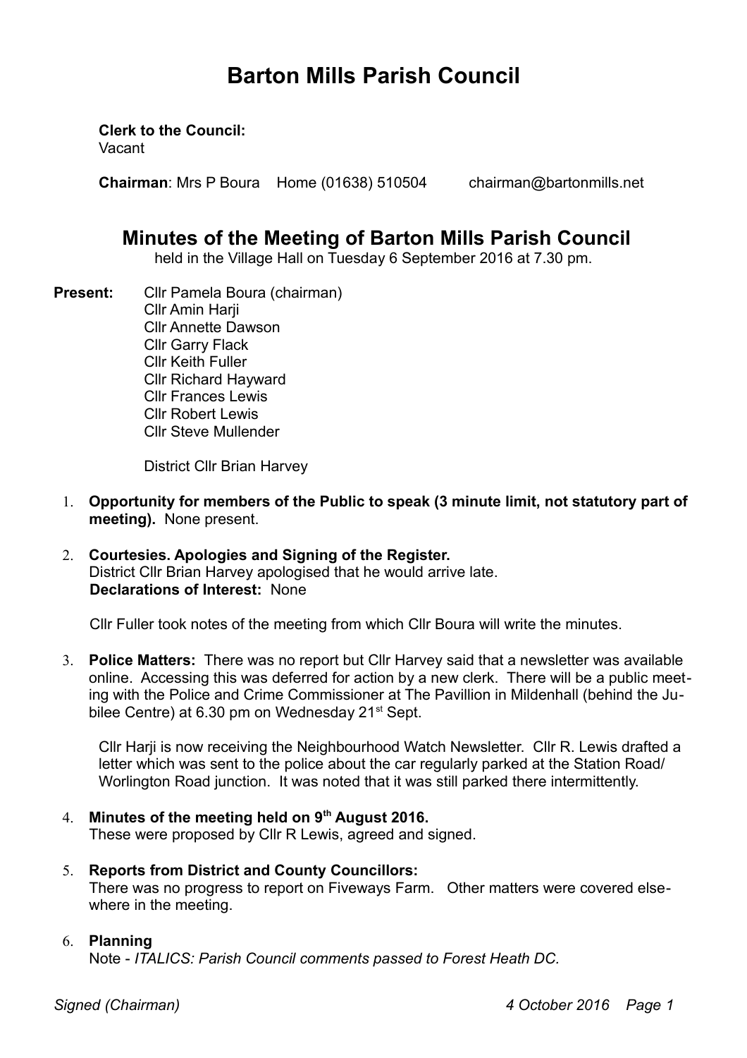# Barton Mills Parish Council

**Clerk to the Council:**
Vacant

**Chairman**: Mrs P Boura  Home (01638) 510504  chairman@bartonmills.net

## Minutes of the Meeting of Barton Mills Parish Council

held in the Village Hall on Tuesday 6 September 2016 at 7.30 pm.

**Present:** Cllr Pamela Boura (chairman)
Cllr Amin Harji
Cllr Annette Dawson
Cllr Garry Flack
Cllr Keith Fuller
Cllr Richard Hayward
Cllr Frances Lewis
Cllr Robert Lewis
Cllr Steve Mullender

District Cllr Brian Harvey

1. **Opportunity for members of the Public to speak (3 minute limit, not statutory part of meeting).** None present.

2. **Courtesies. Apologies and Signing of the Register.**
District Cllr Brian Harvey apologised that he would arrive late.
**Declarations of Interest:** None

   Cllr Fuller took notes of the meeting from which Cllr Boura will write the minutes.

3. **Police Matters:** There was no report but Cllr Harvey said that a newsletter was available online. Accessing this was deferred for action by a new clerk. There will be a public meeting with the Police and Crime Commissioner at The Pavillion in Mildenhall (behind the Jubilee Centre) at 6.30 pm on Wednesday 21st Sept.

   Cllr Harji is now receiving the Neighbourhood Watch Newsletter. Cllr R. Lewis drafted a letter which was sent to the police about the car regularly parked at the Station Road/ Worlington Road junction. It was noted that it was still parked there intermittently.

4. **Minutes of the meeting held on 9th August 2016.**
These were proposed by Cllr R Lewis, agreed and signed.

5. **Reports from District and County Councillors:**
There was no progress to report on Fiveways Farm. Other matters were covered elsewhere in the meeting.

6. **Planning**
Note - *ITALICS: Parish Council comments passed to Forest Heath DC.*

*Signed (Chairman)* *4 October 2016*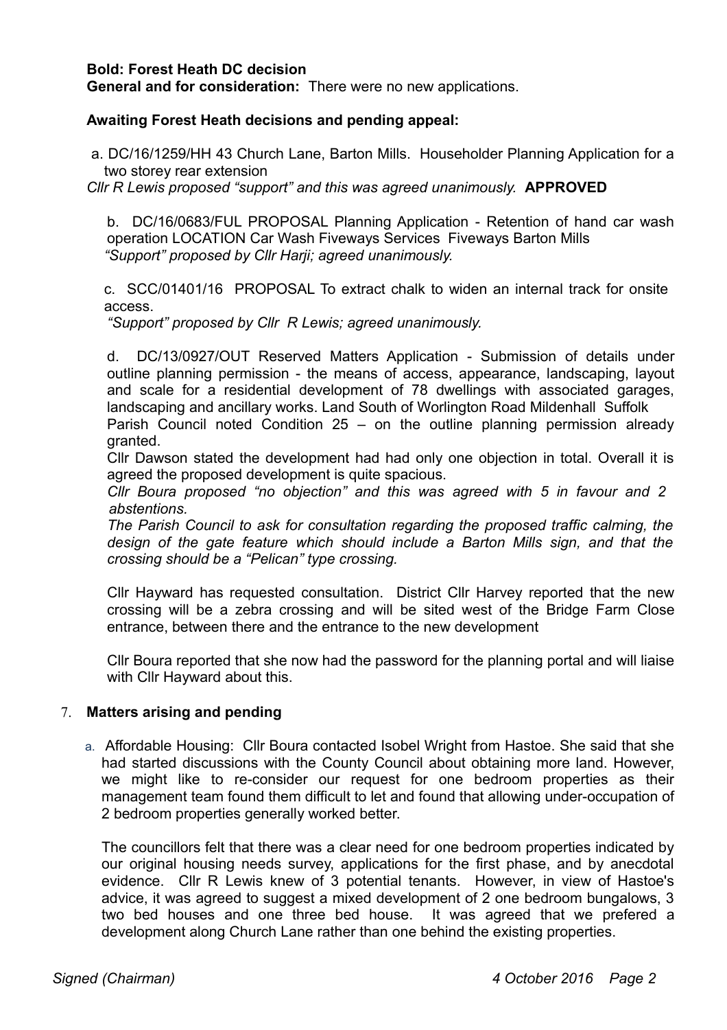**Bold: Forest Heath DC decision**
**General and for consideration:** There were no new applications.

**Awaiting Forest Heath decisions and pending appeal:**

a. DC/16/1259/HH 43 Church Lane, Barton Mills. Householder Planning Application for a two storey rear extension

*Cllr R Lewis proposed "support" and this was agreed unanimously.* **APPROVED**

b. DC/16/0683/FUL PROPOSAL Planning Application - Retention of hand car wash operation LOCATION Car Wash Fiveways Services Fiveways Barton Mills

*"Support" proposed by Cllr Harji; agreed unanimously.*

c. SCC/01401/16 PROPOSAL To extract chalk to widen an internal track for onsite access.

*"Support" proposed by Cllr R Lewis; agreed unanimously.*

d. DC/13/0927/OUT Reserved Matters Application - Submission of details under outline planning permission - the means of access, appearance, landscaping, layout and scale for a residential development of 78 dwellings with associated garages, landscaping and ancillary works. Land South of Worlington Road Mildenhall Suffolk

Parish Council noted Condition 25 – on the outline planning permission already granted.

Cllr Dawson stated the development had had only one objection in total. Overall it is agreed the proposed development is quite spacious.

*Cllr Boura proposed "no objection" and this was agreed with 5 in favour and 2 abstentions.*

*The Parish Council to ask for consultation regarding the proposed traffic calming, the design of the gate feature which should include a Barton Mills sign, and that the crossing should be a "Pelican" type crossing.*

Cllr Hayward has requested consultation. District Cllr Harvey reported that the new crossing will be a zebra crossing and will be sited west of the Bridge Farm Close entrance, between there and the entrance to the new development

Cllr Boura reported that she now had the password for the planning portal and will liaise with Cllr Hayward about this.

7. **Matters arising and pending**

a. Affordable Housing: Cllr Boura contacted Isobel Wright from Hastoe. She said that she had started discussions with the County Council about obtaining more land. However, we might like to re-consider our request for one bedroom properties as their management team found them difficult to let and found that allowing under-occupation of 2 bedroom properties generally worked better.

The councillors felt that there was a clear need for one bedroom properties indicated by our original housing needs survey, applications for the first phase, and by anecdotal evidence. Cllr R Lewis knew of 3 potential tenants. However, in view of Hastoe's advice, it was agreed to suggest a mixed development of 2 one bedroom bungalows, 3 two bed houses and one three bed house. It was agreed that we prefered a development along Church Lane rather than one behind the existing properties.

*Signed (Chairman)* *4 October 2016*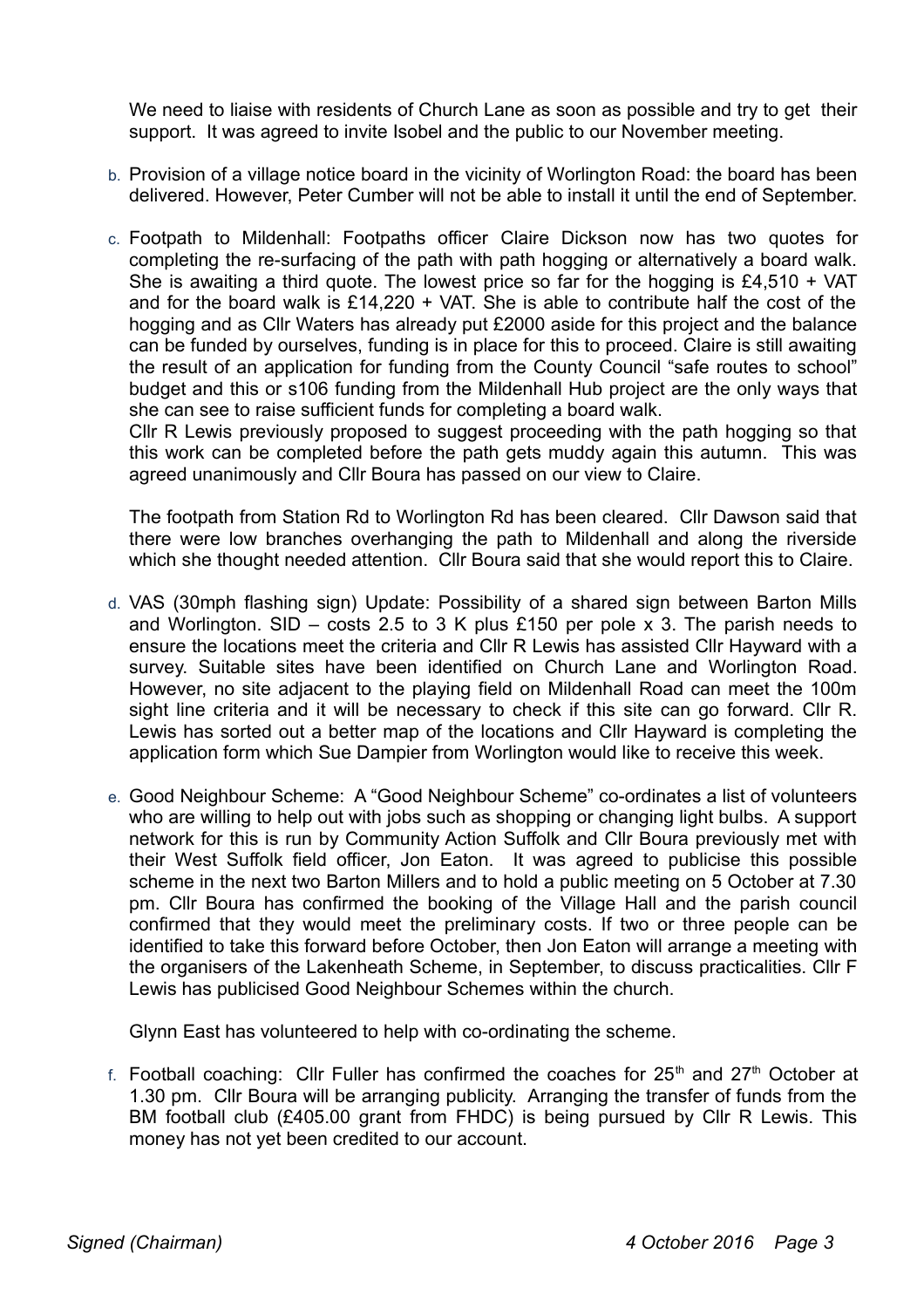We need to liaise with residents of Church Lane as soon as possible and try to get their support. It was agreed to invite Isobel and the public to our November meeting.

b. Provision of a village notice board in the vicinity of Worlington Road: the board has been delivered. However, Peter Cumber will not be able to install it until the end of September.

c. Footpath to Mildenhall: Footpaths officer Claire Dickson now has two quotes for completing the re-surfacing of the path with path hogging or alternatively a board walk. She is awaiting a third quote. The lowest price so far for the hogging is £4,510 + VAT and for the board walk is £14,220 + VAT. She is able to contribute half the cost of the hogging and as Cllr Waters has already put £2000 aside for this project and the balance can be funded by ourselves, funding is in place for this to proceed. Claire is still awaiting the result of an application for funding from the County Council "safe routes to school" budget and this or s106 funding from the Mildenhall Hub project are the only ways that she can see to raise sufficient funds for completing a board walk.
Cllr R Lewis previously proposed to suggest proceeding with the path hogging so that this work can be completed before the path gets muddy again this autumn. This was agreed unanimously and Cllr Boura has passed on our view to Claire.

The footpath from Station Rd to Worlington Rd has been cleared. Cllr Dawson said that there were low branches overhanging the path to Mildenhall and along the riverside which she thought needed attention. Cllr Boura said that she would report this to Claire.

d. VAS (30mph flashing sign) Update: Possibility of a shared sign between Barton Mills and Worlington. SID – costs 2.5 to 3 K plus £150 per pole x 3. The parish needs to ensure the locations meet the criteria and Cllr R Lewis has assisted Cllr Hayward with a survey. Suitable sites have been identified on Church Lane and Worlington Road. However, no site adjacent to the playing field on Mildenhall Road can meet the 100m sight line criteria and it will be necessary to check if this site can go forward. Cllr R. Lewis has sorted out a better map of the locations and Cllr Hayward is completing the application form which Sue Dampier from Worlington would like to receive this week.

e. Good Neighbour Scheme: A "Good Neighbour Scheme" co-ordinates a list of volunteers who are willing to help out with jobs such as shopping or changing light bulbs. A support network for this is run by Community Action Suffolk and Cllr Boura previously met with their West Suffolk field officer, Jon Eaton. It was agreed to publicise this possible scheme in the next two Barton Millers and to hold a public meeting on 5 October at 7.30 pm. Cllr Boura has confirmed the booking of the Village Hall and the parish council confirmed that they would meet the preliminary costs. If two or three people can be identified to take this forward before October, then Jon Eaton will arrange a meeting with the organisers of the Lakenheath Scheme, in September, to discuss practicalities. Cllr F Lewis has publicised Good Neighbour Schemes within the church.

Glynn East has volunteered to help with co-ordinating the scheme.

f. Football coaching: Cllr Fuller has confirmed the coaches for 25th and 27th October at 1.30 pm. Cllr Boura will be arranging publicity. Arranging the transfer of funds from the BM football club (£405.00 grant from FHDC) is being pursued by Cllr R Lewis. This money has not yet been credited to our account.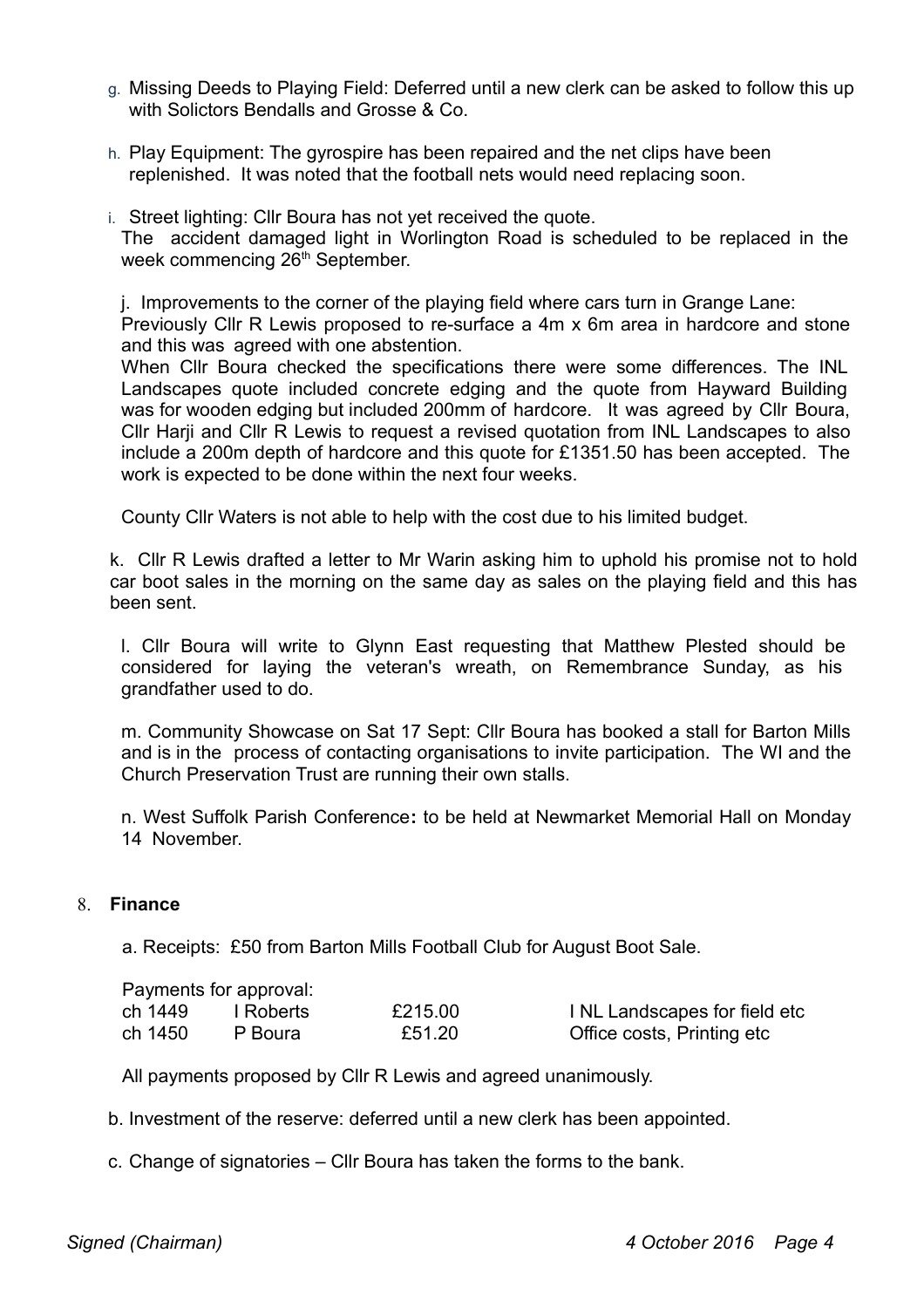g. Missing Deeds to Playing Field: Deferred until a new clerk can be asked to follow this up with Solictors Bendalls and Grosse & Co.

h. Play Equipment: The gyrospire has been repaired and the net clips have been replenished. It was noted that the football nets would need replacing soon.

i. Street lighting: Cllr Boura has not yet received the quote.
The accident damaged light in Worlington Road is scheduled to be replaced in the week commencing 26th September.

j. Improvements to the corner of the playing field where cars turn in Grange Lane:
Previously Cllr R Lewis proposed to re-surface a 4m x 6m area in hardcore and stone and this was agreed with one abstention.
When Cllr Boura checked the specifications there were some differences. The INL Landscapes quote included concrete edging and the quote from Hayward Building was for wooden edging but included 200mm of hardcore. It was agreed by Cllr Boura, Cllr Harji and Cllr R Lewis to request a revised quotation from INL Landscapes to also include a 200m depth of hardcore and this quote for £1351.50 has been accepted. The work is expected to be done within the next four weeks.

County Cllr Waters is not able to help with the cost due to his limited budget.

k. Cllr R Lewis drafted a letter to Mr Warin asking him to uphold his promise not to hold car boot sales in the morning on the same day as sales on the playing field and this has been sent.

l. Cllr Boura will write to Glynn East requesting that Matthew Plested should be considered for laying the veteran's wreath, on Remembrance Sunday, as his grandfather used to do.

m. Community Showcase on Sat 17 Sept: Cllr Boura has booked a stall for Barton Mills and is in the process of contacting organisations to invite participation. The WI and the Church Preservation Trust are running their own stalls.

n. West Suffolk Parish Conference**:** to be held at Newmarket Memorial Hall on Monday 14 November.

8. **Finance**

a. Receipts: £50 from Barton Mills Football Club for August Boot Sale.

Payments for approval:

| | | | |
|---|---|---|---|
| ch 1449 | I Roberts | £215.00 | I NL Landscapes for field etc |
| ch 1450 | P Boura | £51.20 | Office costs, Printing etc |

All payments proposed by Cllr R Lewis and agreed unanimously.

b. Investment of the reserve: deferred until a new clerk has been appointed.

c. Change of signatories – Cllr Boura has taken the forms to the bank.

*Signed (Chairman)* *4 October 2016*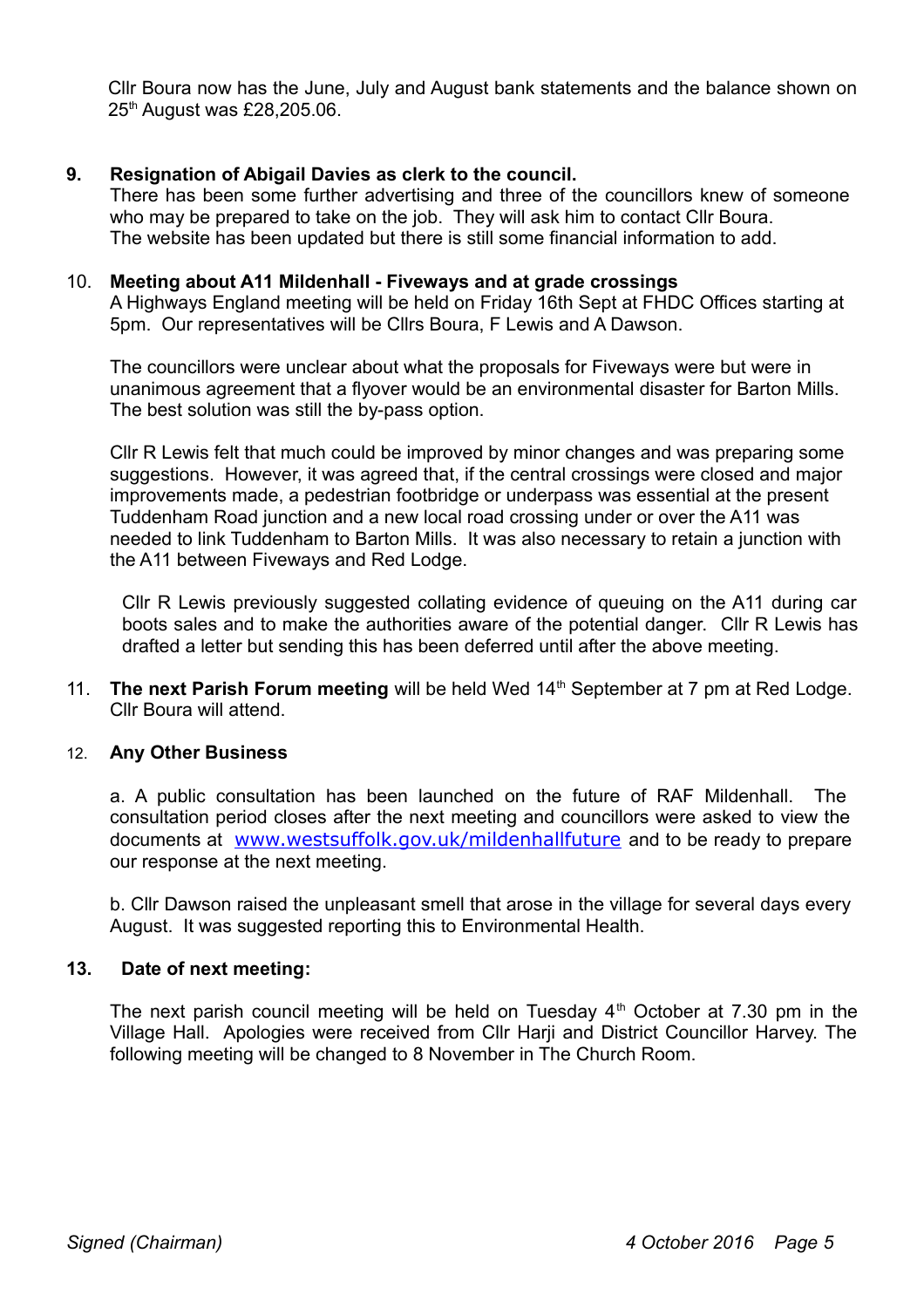Cllr Boura now has the June, July and August bank statements and the balance shown on 25th August was £28,205.06.

**9. Resignation of Abigail Davies as clerk to the council.**

There has been some further advertising and three of the councillors knew of someone who may be prepared to take on the job. They will ask him to contact Cllr Boura. The website has been updated but there is still some financial information to add.

10. **Meeting about A11 Mildenhall - Fiveways and at grade crossings**

A Highways England meeting will be held on Friday 16th Sept at FHDC Offices starting at 5pm. Our representatives will be Cllrs Boura, F Lewis and A Dawson.

The councillors were unclear about what the proposals for Fiveways were but were in unanimous agreement that a flyover would be an environmental disaster for Barton Mills. The best solution was still the by-pass option.

Cllr R Lewis felt that much could be improved by minor changes and was preparing some suggestions. However, it was agreed that, if the central crossings were closed and major improvements made, a pedestrian footbridge or underpass was essential at the present Tuddenham Road junction and a new local road crossing under or over the A11 was needed to link Tuddenham to Barton Mills. It was also necessary to retain a junction with the A11 between Fiveways and Red Lodge.

Cllr R Lewis previously suggested collating evidence of queuing on the A11 during car boots sales and to make the authorities aware of the potential danger. Cllr R Lewis has drafted a letter but sending this has been deferred until after the above meeting.

11. **The next Parish Forum meeting** will be held Wed 14th September at 7 pm at Red Lodge. Cllr Boura will attend.

12. **Any Other Business**

a. A public consultation has been launched on the future of RAF Mildenhall. The consultation period closes after the next meeting and councillors were asked to view the documents at www.westsuffolk.gov.uk/mildenhallfuture and to be ready to prepare our response at the next meeting.

b. Cllr Dawson raised the unpleasant smell that arose in the village for several days every August. It was suggested reporting this to Environmental Health.

**13. Date of next meeting:**

The next parish council meeting will be held on Tuesday 4th October at 7.30 pm in the Village Hall. Apologies were received from Cllr Harji and District Councillor Harvey. The following meeting will be changed to 8 November in The Church Room.

*Signed (Chairman)* *4 October 2016*